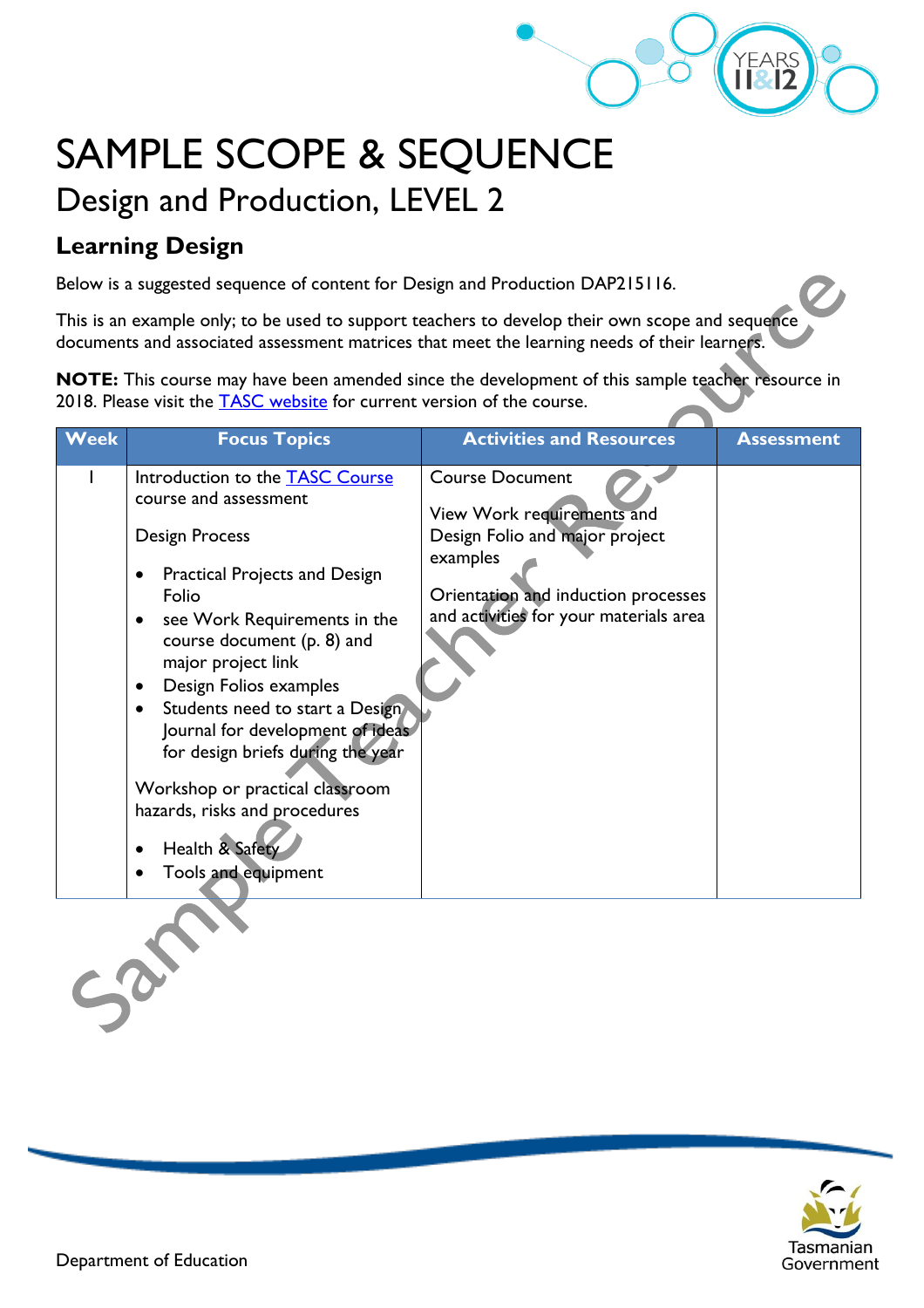# SAMPLE SCOPE & SEQUENCE

## Design and Production, LEVEL 2

### Learning Design

Below is a suggested sequence of content for Design and Production DAP215116.

This is an example only; to be used to support teachers to develop their own scope and sequence documents and associated assessment matrices that meet the learning needs of their learners.

**NOTE:** This course may have been amended since the development of this sample teacher resource in 2018. Please visit the TASC website for current version of the course.

| Week | Focus Topics | Activities and Resources | Assessment |
|---|---|---|---|
| 1 | Introduction to the TASC Course course and assessment<br><br>Design Process<br>• Practical Projects and Design Folio<br>• see Work Requirements in the course document (p. 8) and major project link<br>• Design Folios examples<br>• Students need to start a Design Journal for development of ideas for design briefs during the year<br><br>Workshop or practical classroom hazards, risks and procedures<br>• Health & Safety<br>• Tools and equipment | Course Document<br><br>View Work requirements and Design Folio and major project examples<br><br>Orientation and induction processes and activities for your materials area | |

Department of Education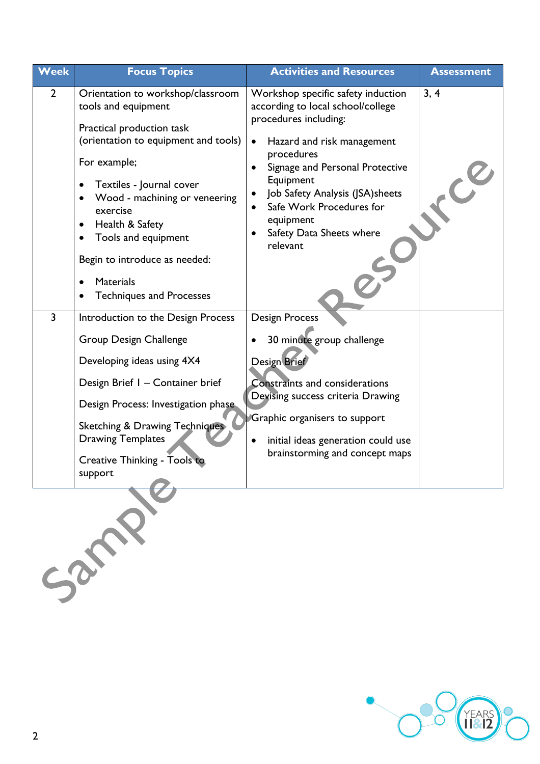| Week | Focus Topics | Activities and Resources | Assessment |
|---|---|---|---|
| 2 | Orientation to workshop/classroom tools and equipment<br><br>Practical production task (orientation to equipment and tools)<br><br>For example;<br><br>• Textiles - Journal cover<br>• Wood - machining or veneering exercise<br>• Health & Safety<br>• Tools and equipment<br><br>Begin to introduce as needed:<br><br>• Materials<br>• Techniques and Processes | Workshop specific safety induction according to local school/college procedures including:<br><br>• Hazard and risk management procedures<br>• Signage and Personal Protective Equipment<br>• Job Safety Analysis (JSA)sheets<br>• Safe Work Procedures for equipment<br>• Safety Data Sheets where relevant | 3, 4 |
| 3 | Introduction to the Design Process<br><br>Group Design Challenge<br><br>Developing ideas using 4X4<br><br>Design Brief I – Container brief<br><br>Design Process: Investigation phase<br><br>Sketching & Drawing Techniques Drawing Templates<br><br>Creative Thinking - Tools to support | Design Process<br><br>• 30 minute group challenge<br><br>Design Brief<br><br>Constraints and considerations Devising success criteria Drawing<br><br>Graphic organisers to support<br><br>• initial ideas generation could use brainstorming and concept maps | |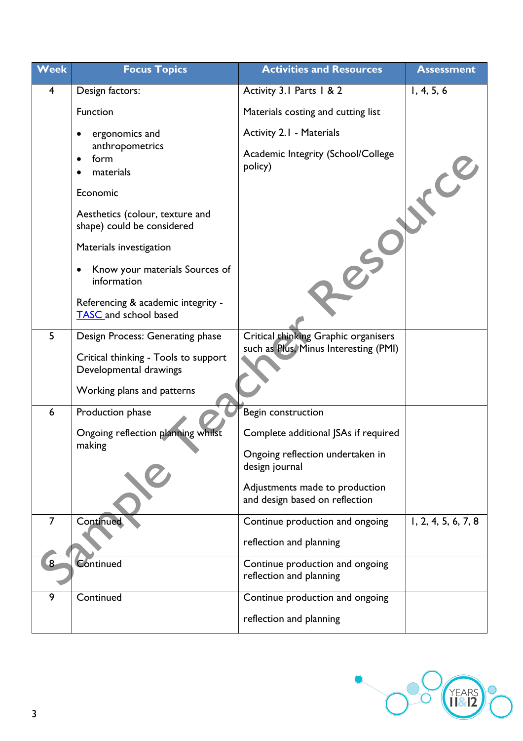| Week | Focus Topics | Activities and Resources | Assessment |
|---|---|---|---|
| 4 | Design factors:<br><br>Function<br><br>• ergonomics and anthropometrics<br>• form<br>• materials<br><br>Economic<br><br>Aesthetics (colour, texture and shape) could be considered<br><br>Materials investigation<br><br>• Know your materials Sources of information<br><br>Referencing & academic integrity - TASC and school based | Activity 3.1 Parts 1 & 2<br><br>Materials costing and cutting list<br><br>Activity 2.1 - Materials<br><br>Academic Integrity (School/College policy) | 1, 4, 5, 6 |
| 5 | Design Process: Generating phase<br><br>Critical thinking - Tools to support Developmental drawings<br><br>Working plans and patterns | Critical thinking Graphic organisers such as Plus, Minus Interesting (PMI) | |
| 6 | Production phase<br><br>Ongoing reflection planning whilst making | Begin construction<br><br>Complete additional JSAs if required<br><br>Ongoing reflection undertaken in design journal<br><br>Adjustments made to production and design based on reflection | |
| 7 | Continued | Continue production and ongoing<br><br>reflection and planning | 1, 2, 4, 5, 6, 7, 8 |
| 8 | Continued | Continue production and ongoing reflection and planning | |
| 9 | Continued | Continue production and ongoing<br><br>reflection and planning | |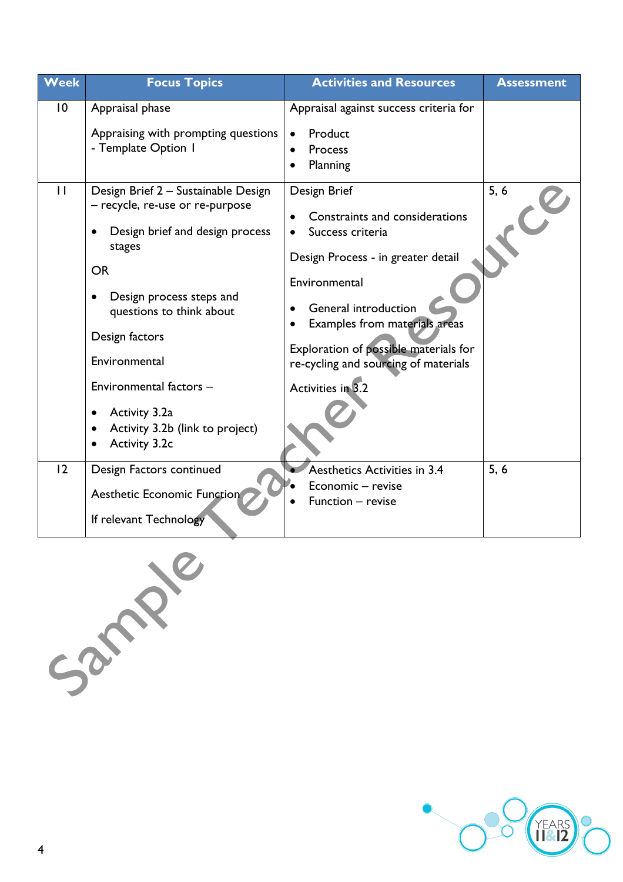| Week | Focus Topics | Activities and Resources | Assessment |
|---|---|---|---|
| 10 | Appraisal phase<br><br>Appraising with prompting questions - Template Option 1 | Appraisal against success criteria for<br><br>• Product<br>• Process<br>• Planning | |
| 11 | Design Brief 2 – Sustainable Design – recycle, re-use or re-purpose<br><br>• Design brief and design process stages<br><br>OR<br><br>• Design process steps and questions to think about<br><br>Design factors<br><br>Environmental<br><br>Environmental factors –<br><br>• Activity 3.2a<br>• Activity 3.2b (link to project)<br>• Activity 3.2c | Design Brief<br><br>• Constraints and considerations<br>• Success criteria<br><br>Design Process - in greater detail<br><br>Environmental<br><br>• General introduction<br>• Examples from materials areas<br><br>Exploration of possible materials for re-cycling and sourcing of materials<br><br>Activities in 3.2 | 5, 6 |
| 12 | Design Factors continued<br><br>Aesthetic Economic Function<br><br>If relevant Technology | • Aesthetics Activities in 3.4<br>• Economic – revise<br>• Function – revise | 5, 6 |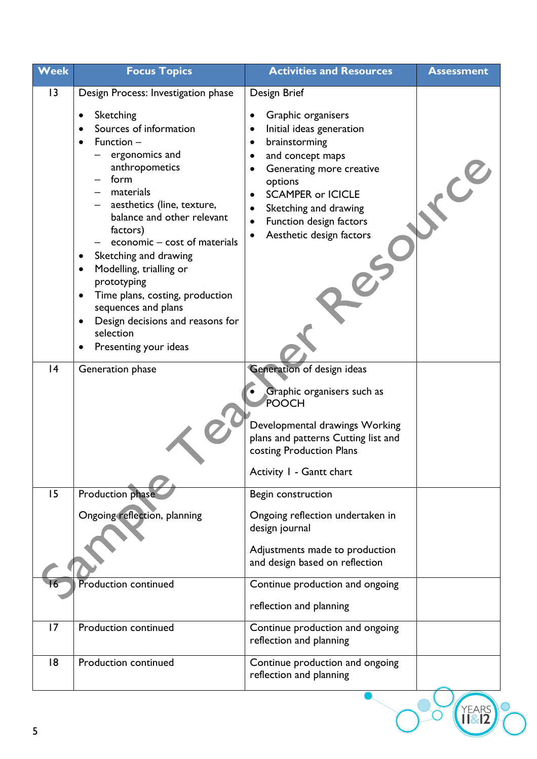| Week | Focus Topics | Activities and Resources | Assessment |
|---|---|---|---|
| 13 | Design Process: Investigation phase<br><br>• Sketching<br>• Sources of information<br>• Function –<br>  – ergonomics and anthropometics<br>  – form<br>  – materials<br>  – aesthetics (line, texture, balance and other relevant factors)<br>  – economic – cost of materials<br>• Sketching and drawing<br>• Modelling, trialling or prototyping<br>• Time plans, costing, production sequences and plans<br>• Design decisions and reasons for selection<br>• Presenting your ideas | Design Brief<br><br>• Graphic organisers<br>• Initial ideas generation<br>• brainstorming<br>• and concept maps<br>• Generating more creative options<br>• SCAMPER or ICICLE<br>• Sketching and drawing<br>• Function design factors<br>• Aesthetic design factors | |
| 14 | Generation phase | Generation of design ideas<br><br>• Graphic organisers such as POOCH<br><br>Developmental drawings Working plans and patterns Cutting list and costing Production Plans<br><br>Activity 1 - Gantt chart | |
| 15 | Production phase<br><br>Ongoing reflection, planning | Begin construction<br><br>Ongoing reflection undertaken in design journal<br><br>Adjustments made to production and design based on reflection | |
| 16 | Production continued | Continue production and ongoing<br><br>reflection and planning | |
| 17 | Production continued | Continue production and ongoing reflection and planning | |
| 18 | Production continued | Continue production and ongoing reflection and planning | |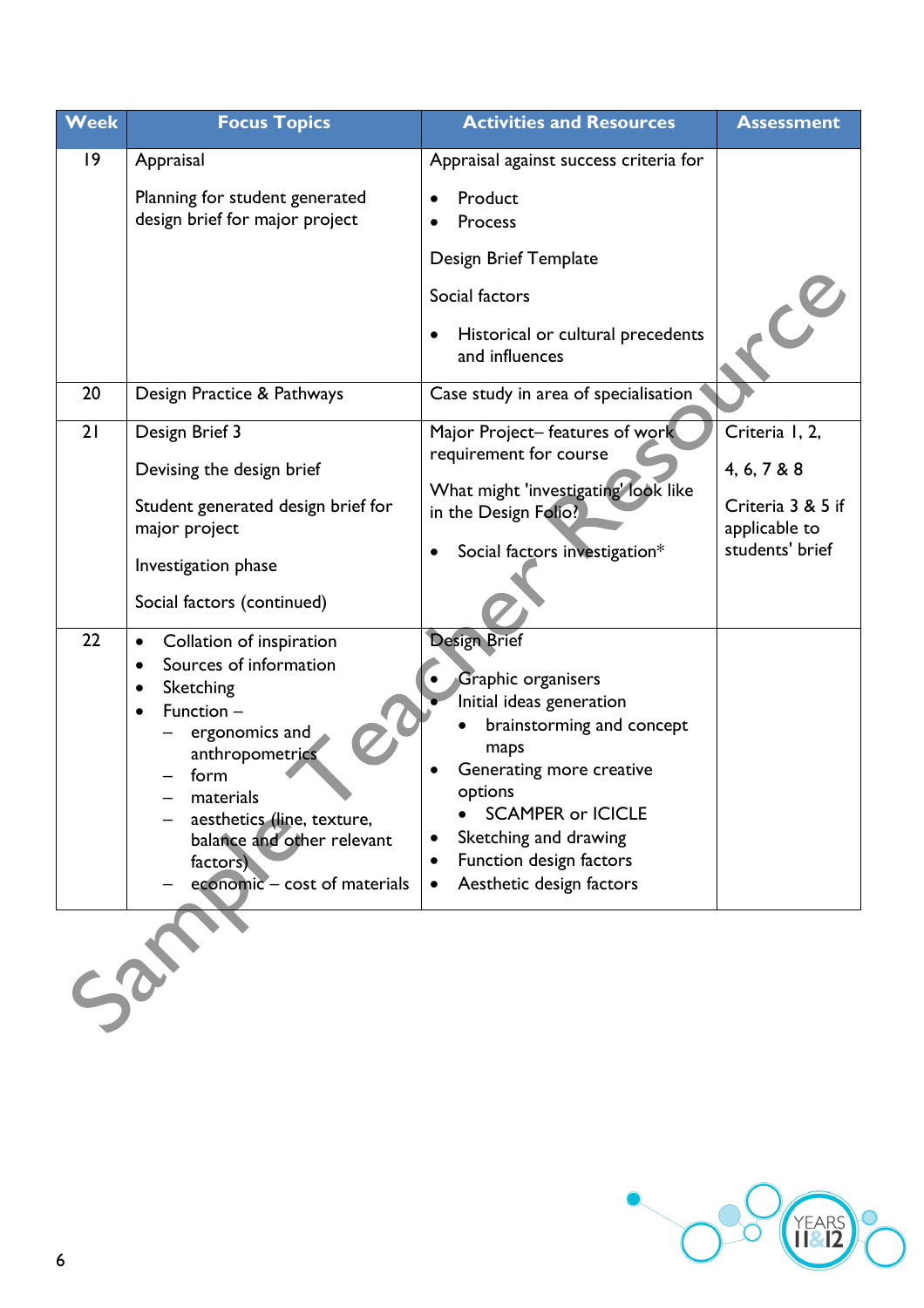| Week | Focus Topics | Activities and Resources | Assessment |
|---|---|---|---|
| 19 | Appraisal<br><br>Planning for student generated design brief for major project | Appraisal against success criteria for<br>• Product<br>• Process<br><br>Design Brief Template<br><br>Social factors<br>• Historical or cultural precedents and influences | |
| 20 | Design Practice & Pathways | Case study in area of specialisation | |
| 21 | Design Brief 3<br><br>Devising the design brief<br><br>Student generated design brief for major project<br><br>Investigation phase<br><br>Social factors (continued) | Major Project– features of work requirement for course<br><br>What might 'investigating' look like in the Design Folio?<br>• Social factors investigation* | Criteria 1, 2,<br><br>4, 6, 7 & 8<br><br>Criteria 3 & 5 if applicable to students' brief |
| 22 | • Collation of inspiration<br>• Sources of information<br>• Sketching<br>• Function –<br>  – ergonomics and anthropometrics<br>  – form<br>  – materials<br>  – aesthetics (line, texture, balance and other relevant factors)<br>  – economic – cost of materials | Design Brief<br>• Graphic organisers<br>• Initial ideas generation<br>  • brainstorming and concept maps<br>• Generating more creative options<br>  • SCAMPER or ICICLE<br>• Sketching and drawing<br>• Function design factors<br>• Aesthetic design factors | |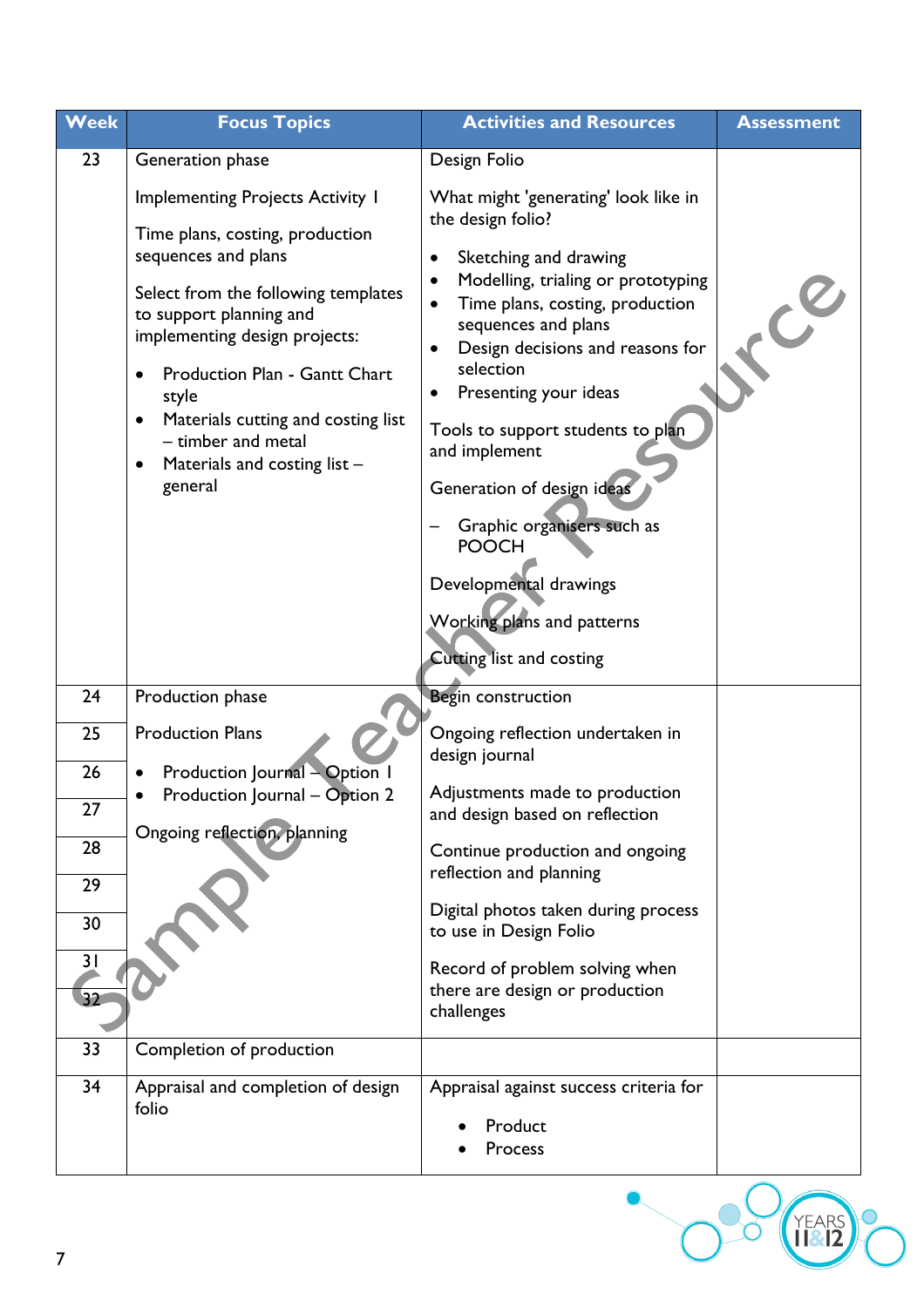| Week | Focus Topics | Activities and Resources | Assessment |
|---|---|---|---|
| 23 | Generation phase<br><br>Implementing Projects Activity 1<br><br>Time plans, costing, production sequences and plans<br><br>Select from the following templates to support planning and implementing design projects:<br><br>• Production Plan - Gantt Chart style<br>• Materials cutting and costing list – timber and metal<br>• Materials and costing list – general | Design Folio<br><br>What might 'generating' look like in the design folio?<br><br>• Sketching and drawing<br>• Modelling, trialing or prototyping<br>• Time plans, costing, production sequences and plans<br>• Design decisions and reasons for selection<br>• Presenting your ideas<br><br>Tools to support students to plan and implement<br><br>Generation of design ideas<br><br>– Graphic organisers such as POOCH<br><br>Developmental drawings<br><br>Working plans and patterns<br><br>Cutting list and costing | |
| 24<br>25<br>26<br>27<br>28<br>29<br>30<br>31<br>32 | Production phase<br><br>Production Plans<br><br>• Production Journal – Option 1<br>• Production Journal – Option 2<br><br>Ongoing reflection, planning | Begin construction<br><br>Ongoing reflection undertaken in design journal<br><br>Adjustments made to production and design based on reflection<br><br>Continue production and ongoing reflection and planning<br><br>Digital photos taken during process to use in Design Folio<br><br>Record of problem solving when there are design or production challenges | |
| 33 | Completion of production | | |
| 34 | Appraisal and completion of design folio | Appraisal against success criteria for<br><br>• Product<br>• Process | |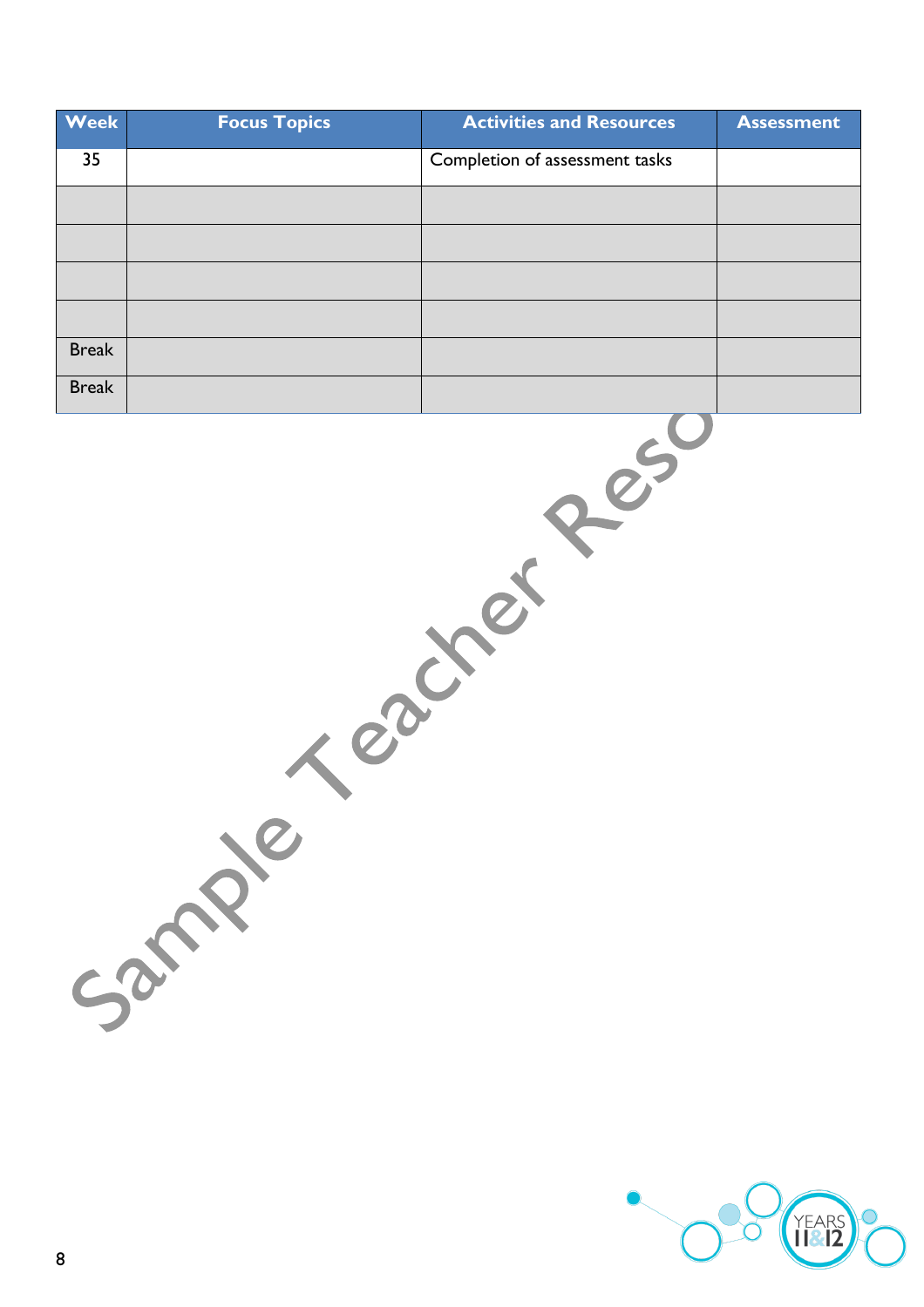| Week | Focus Topics | Activities and Resources | Assessment |
|---|---|---|---|
| 35 | | Completion of assessment tasks | |
| | | | |
| | | | |
| | | | |
| | | | |
| Break | | | |
| Break | | | |